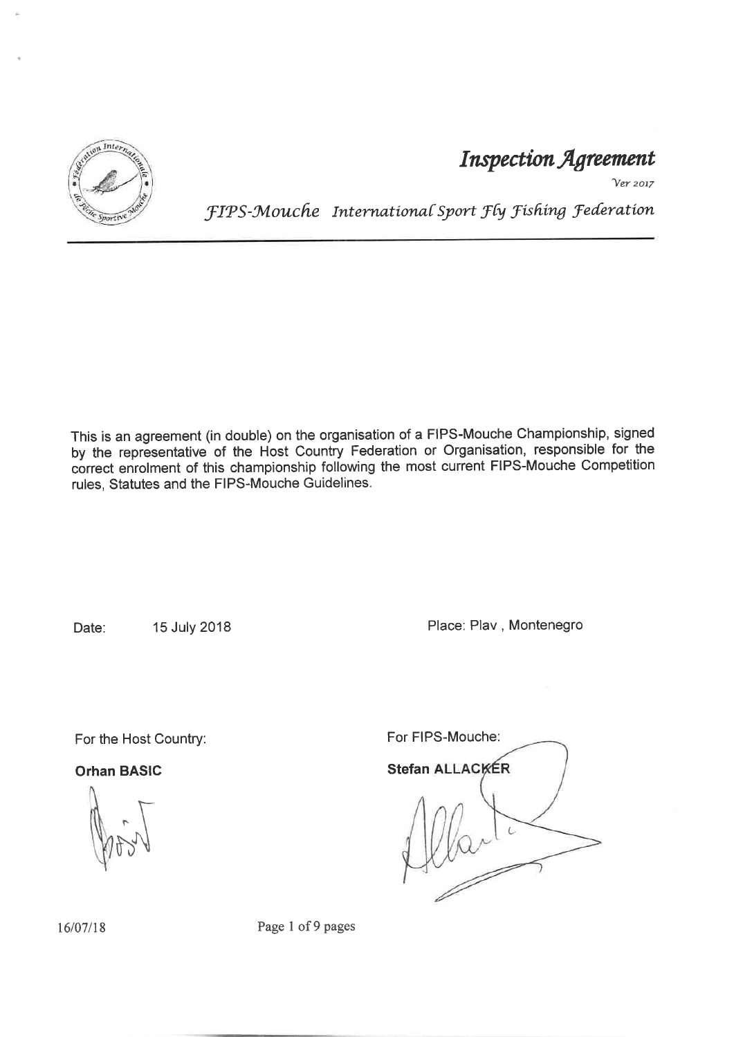# *Inspection Agreement*

*Ver 2017*

*FIPS-Mouche International Sport Fly Fishing Federation*

---

This is an agreement (in double) on the organisation of a FIPS-Mouche Championship, signed by the representative of the Host Country Federation or Organisation, responsible for the correct enrolment of this championship following the most current FIPS-Mouche Competition rules, Statutes and the FIPS-Mouche Guidelines.

Date: 15 July 2018

Place: Plav , Montenegro

For the Host Country:

**Orhan BASIC**

For FIPS-Mouche:

**Stefan ALLACKER**

16/07/18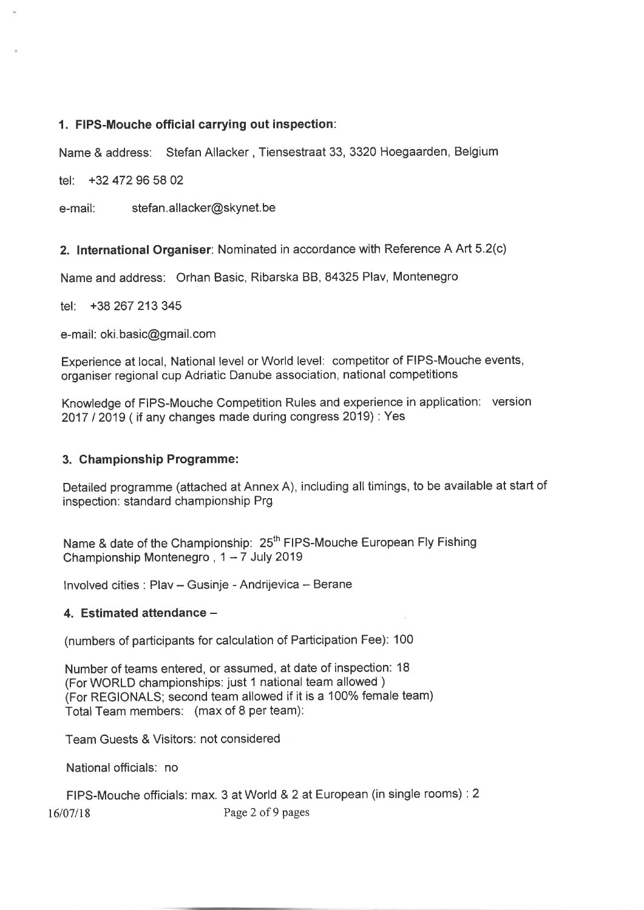### 1. FIPS-Mouche official carrying out inspection:

Name & address: Stefan Allacker , Tiensestraat 33, 3320 Hoegaarden, Belgium

tel: +32 472 96 58 02

e-mail: stefan.allacker@skynet.be

### 2. International Organiser: Nominated in accordance with Reference A Art 5.2(c)

Name and address: Orhan Basic, Ribarska BB, 84325 Plav, Montenegro

tel: +38 267 213 345

e-mail: oki.basic@gmail.com

Experience at local, National level or World level: competitor of FIPS-Mouche events, organiser regional cup Adriatic Danube association, national competitions

Knowledge of FIPS-Mouche Competition Rules and experience in application: version 2017 / 2019 ( if any changes made during congress 2019) : Yes

### 3. Championship Programme:

Detailed programme (attached at Annex A), including all timings, to be available at start of inspection: standard championship Prg

Name & date of the Championship: 25th FIPS-Mouche European Fly Fishing Championship Montenegro , 1 – 7 July 2019

Involved cities : Plav – Gusinje - Andrijevica – Berane

### 4. Estimated attendance –

(numbers of participants for calculation of Participation Fee): 100

Number of teams entered, or assumed, at date of inspection: 18
(For WORLD championships: just 1 national team allowed )
(For REGIONALS; second team allowed if it is a 100% female team)
Total Team members: (max of 8 per team):

Team Guests & Visitors: not considered

National officials: no

FIPS-Mouche officials: max. 3 at World & 2 at European (in single rooms) : 2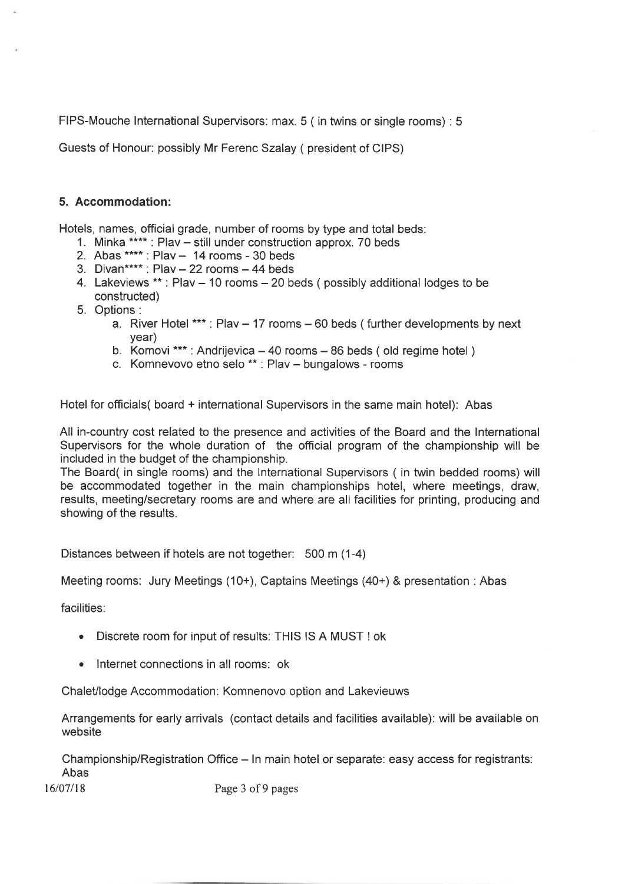FIPS-Mouche International Supervisors: max. 5 ( in twins or single rooms) : 5

Guests of Honour: possibly Mr Ferenc Szalay ( president of CIPS)

## 5. Accommodation:

Hotels, names, official grade, number of rooms by type and total beds:

1. Minka **** : Plav – still under construction approx. 70 beds
2. Abas **** : Plav – 14 rooms - 30 beds
3. Divan**** : Plav – 22 rooms – 44 beds
4. Lakeviews ** : Plav – 10 rooms – 20 beds ( possibly additional lodges to be constructed)
5. Options :
   a. River Hotel *** : Plav – 17 rooms – 60 beds ( further developments by next year)
   b. Komovi *** : Andrijevica – 40 rooms – 86 beds ( old regime hotel )
   c. Komnevovo etno selo ** : Plav – bungalows - rooms

Hotel for officials( board + international Supervisors in the same main hotel): Abas

All in-country cost related to the presence and activities of the Board and the International Supervisors for the whole duration of the official program of the championship will be included in the budget of the championship.
The Board( in single rooms) and the International Supervisors ( in twin bedded rooms) will be accommodated together in the main championships hotel, where meetings, draw, results, meeting/secretary rooms are and where are all facilities for printing, producing and showing of the results.

Distances between if hotels are not together: 500 m (1-4)

Meeting rooms: Jury Meetings (10+), Captains Meetings (40+) & presentation : Abas

facilities:

- Discrete room for input of results: THIS IS A MUST ! ok
- Internet connections in all rooms: ok

Chalet/lodge Accommodation: Komnenovo option and Lakevieuws

Arrangements for early arrivals (contact details and facilities available): will be available on website

Championship/Registration Office – In main hotel or separate: easy access for registrants: Abas

16/07/18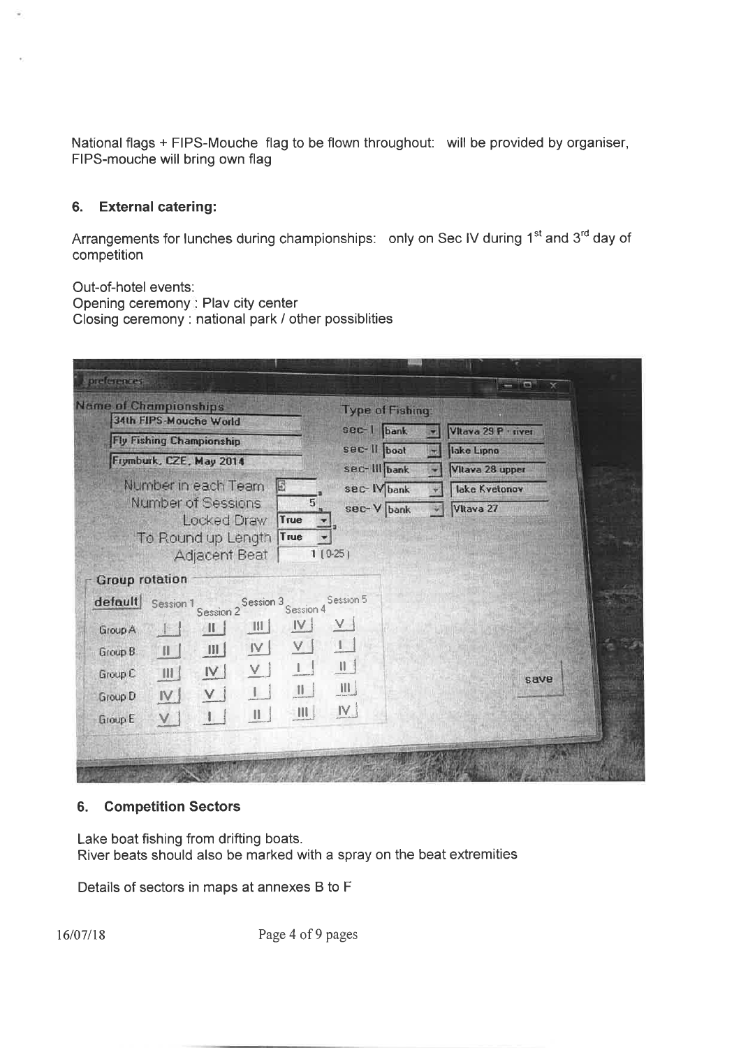National flags + FIPS-Mouche flag to be flown throughout: will be provided by organiser, FIPS-mouche will bring own flag

## 6. External catering:

Arrangements for lunches during championships: only on Sec IV during 1st and 3rd day of competition

Out-of-hotel events:
Opening ceremony : Plav city center
Closing ceremony : national park / other possiblities

preferences

**Name of Championships**

34th FIPS-Mouche World
Fly Fishing Championship
Frymburk, CZE, May 2014

Number in each Team: 5
Number of Sessions: 5
Locked Draw: True
To Round up Length: True
Adjacent Beat: 1 (0-25)

**Type of Fishing**

| Sector | Type | Venue |
|---|---|---|
| sec- I | bank | Vltava 29 P - river |
| sec- II | boat | lake Lipno |
| sec- III | bank | Vltava 28 upper |
| sec- IV | bank | lake Kvetonov |
| sec- V | bank | Vltava 27 |

**Group rotation**

| default | Session 1 | Session 2 | Session 3 | Session 4 | Session 5 |
|---|---|---|---|---|---|
| Group A | I | II | III | IV | V |
| Group B | II | III | IV | V | I |
| Group C | III | IV | V | I | II |
| Group D | IV | V | I | II | III |
| Group E | V | I | II | III | IV |

save

## 6. Competition Sectors

Lake boat fishing from drifting boats.
River beats should also be marked with a spray on the beat extremities

Details of sectors in maps at annexes B to F

16/07/18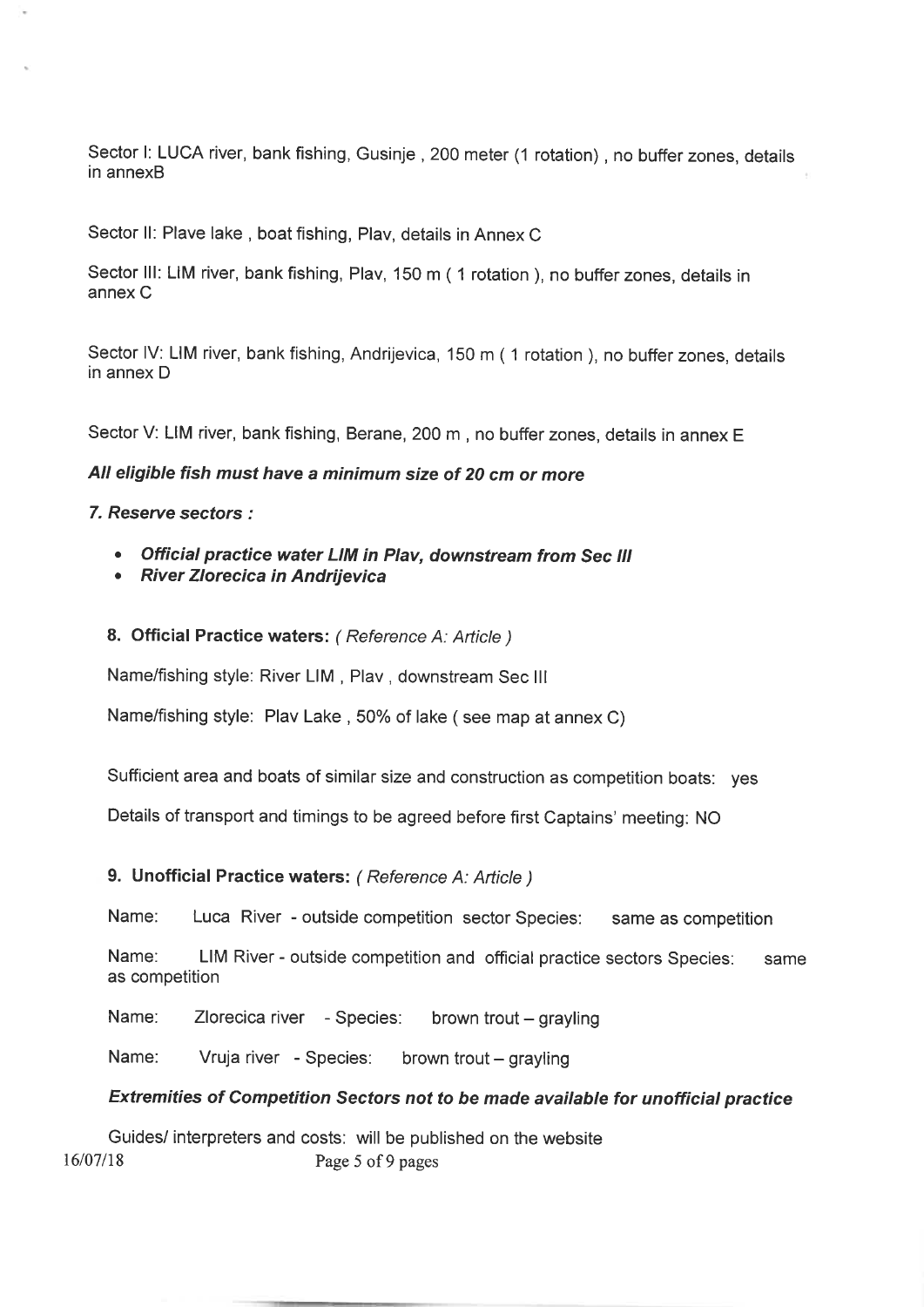Sector I: LUCA river, bank fishing, Gusinje , 200 meter (1 rotation) , no buffer zones, details in annexB

Sector II: Plave lake , boat fishing, Plav, details in Annex C

Sector III: LIM river, bank fishing, Plav, 150 m ( 1 rotation ), no buffer zones, details in annex C

Sector IV: LIM river, bank fishing, Andrijevica, 150 m ( 1 rotation ), no buffer zones, details in annex D

Sector V: LIM river, bank fishing, Berane, 200 m , no buffer zones, details in annex E

***All eligible fish must have a minimum size of 20 cm or more***

***7. Reserve sectors :***

- ***Official practice water LIM in Plav, downstream from Sec III***
- ***River Zlorecica in Andrijevica***

**8. Official Practice waters:** *( Reference A: Article )*

Name/fishing style: River LIM , Plav , downstream Sec III

Name/fishing style: Plav Lake , 50% of lake ( see map at annex C)

Sufficient area and boats of similar size and construction as competition boats: yes

Details of transport and timings to be agreed before first Captains' meeting: NO

**9. Unofficial Practice waters:** *( Reference A: Article )*

Name: Luca River - outside competition sector Species: same as competition

Name: LIM River - outside competition and official practice sectors Species: same as competition

Name: Zlorecica river - Species: brown trout – grayling

Name: Vruja river - Species: brown trout – grayling

***Extremities of Competition Sectors not to be made available for unofficial practice***

Guides/ interpreters and costs: will be published on the website

16/07/18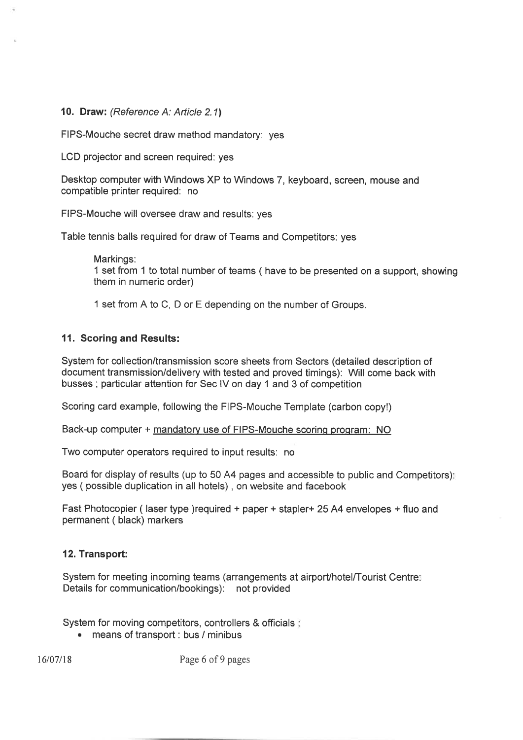**10. Draw:** *(Reference A: Article 2.1)*

FIPS-Mouche secret draw method mandatory: yes

LCD projector and screen required: yes

Desktop computer with Windows XP to Windows 7, keyboard, screen, mouse and compatible printer required: no

FIPS-Mouche will oversee draw and results: yes

Table tennis balls required for draw of Teams and Competitors: yes

> Markings:
> 1 set from 1 to total number of teams ( have to be presented on a support, showing them in numeric order)
>
> 1 set from A to C, D or E depending on the number of Groups.

**11. Scoring and Results:**

System for collection/transmission score sheets from Sectors (detailed description of document transmission/delivery with tested and proved timings): Will come back with busses ; particular attention for Sec IV on day 1 and 3 of competition

Scoring card example, following the FIPS-Mouche Template (carbon copy!)

Back-up computer + <u>mandatory use of FIPS-Mouche scoring program: NO</u>

Two computer operators required to input results: no

Board for display of results (up to 50 A4 pages and accessible to public and Competitors): yes ( possible duplication in all hotels) , on website and facebook

Fast Photocopier ( laser type )required + paper + stapler+ 25 A4 envelopes + fluo and permanent ( black) markers

**12. Transport:**

System for meeting incoming teams (arrangements at airport/hotel/Tourist Centre: Details for communication/bookings): not provided

System for moving competitors, controllers & officials :

- means of transport : bus / minibus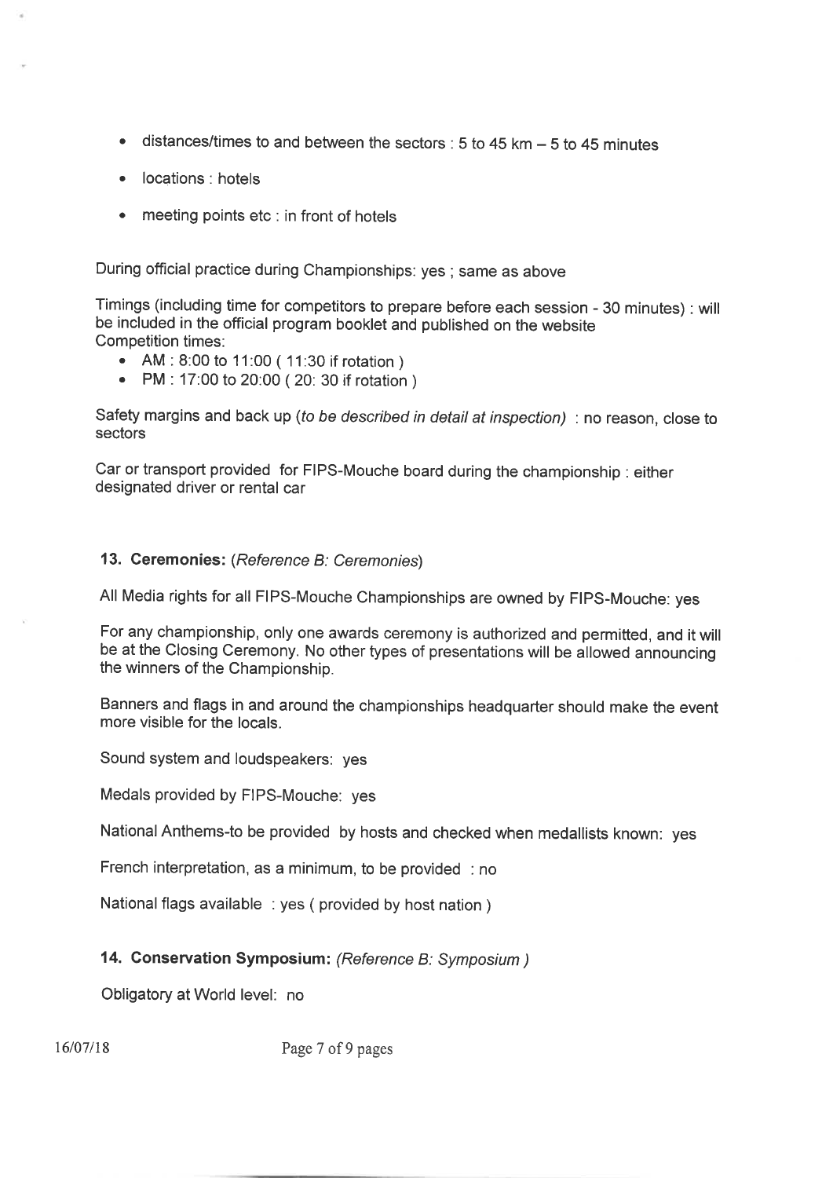- distances/times to and between the sectors : 5 to 45 km – 5 to 45 minutes
- locations : hotels
- meeting points etc : in front of hotels

During official practice during Championships: yes ; same as above

Timings (including time for competitors to prepare before each session - 30 minutes) : will be included in the official program booklet and published on the website
Competition times:

- AM : 8:00 to 11:00 ( 11:30 if rotation )
- PM : 17:00 to 20:00 ( 20: 30 if rotation )

Safety margins and back up (*to be described in detail at inspection*) : no reason, close to sectors

Car or transport provided for FIPS-Mouche board during the championship : either designated driver or rental car

### 13. Ceremonies: (*Reference B: Ceremonies*)

All Media rights for all FIPS-Mouche Championships are owned by FIPS-Mouche: yes

For any championship, only one awards ceremony is authorized and permitted, and it will be at the Closing Ceremony. No other types of presentations will be allowed announcing the winners of the Championship.

Banners and flags in and around the championships headquarter should make the event more visible for the locals.

Sound system and loudspeakers: yes

Medals provided by FIPS-Mouche: yes

National Anthems-to be provided by hosts and checked when medallists known: yes

French interpretation, as a minimum, to be provided : no

National flags available : yes ( provided by host nation )

### 14. Conservation Symposium: (*Reference B: Symposium* )

Obligatory at World level: no

16/07/18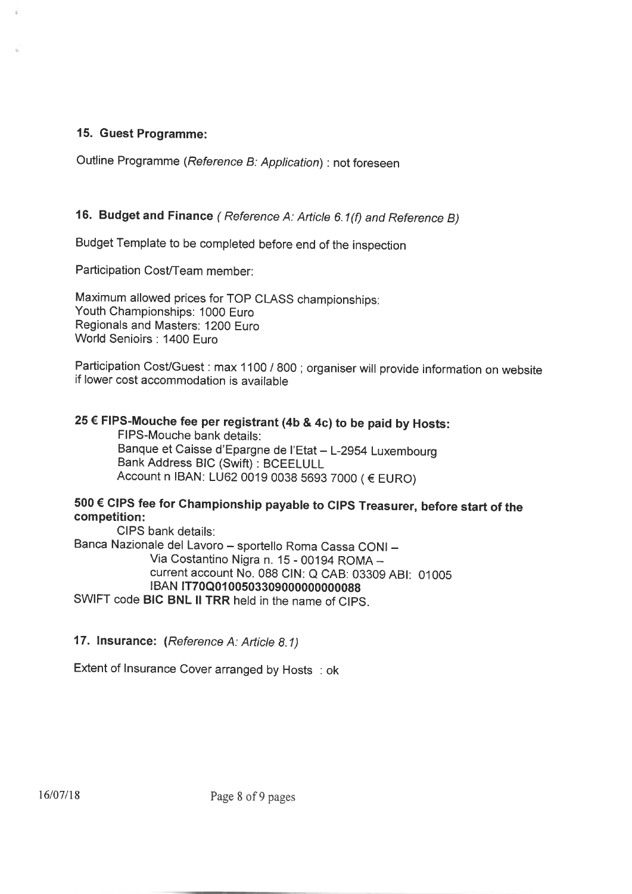## 15. Guest Programme:

Outline Programme (*Reference B: Application*) : not foreseen

## 16. Budget and Finance ( *Reference A: Article 6.1(f) and Reference B)*

Budget Template to be completed before end of the inspection

Participation Cost/Team member:

Maximum allowed prices for TOP CLASS championships:
Youth Championships: 1000 Euro
Regionals and Masters: 1200 Euro
World Senioirs : 1400 Euro

Participation Cost/Guest : max 1100 / 800 ; organiser will provide information on website if lower cost accommodation is available

**25 € FIPS-Mouche fee per registrant (4b & 4c) to be paid by Hosts:**

FIPS-Mouche bank details:
Banque et Caisse d'Epargne de l'Etat – L-2954 Luxembourg
Bank Address BIC (Swift) : BCEELULL
Account n IBAN: LU62 0019 0038 5693 7000 ( € EURO)

**500 € CIPS fee for Championship payable to CIPS Treasurer, before start of the competition:**

CIPS bank details:
Banca Nazionale del Lavoro – sportello Roma Cassa CONI –
Via Costantino Nigra n. 15 - 00194 ROMA –
current account No. 088 CIN: Q CAB: 03309 ABI: 01005
IBAN **IT70Q0100503309000000000088**
SWIFT code **BIC BNL II TRR** held in the name of CIPS.

## 17. Insurance: (*Reference A: Article 8.1)*

Extent of Insurance Cover arranged by Hosts : ok

16/07/18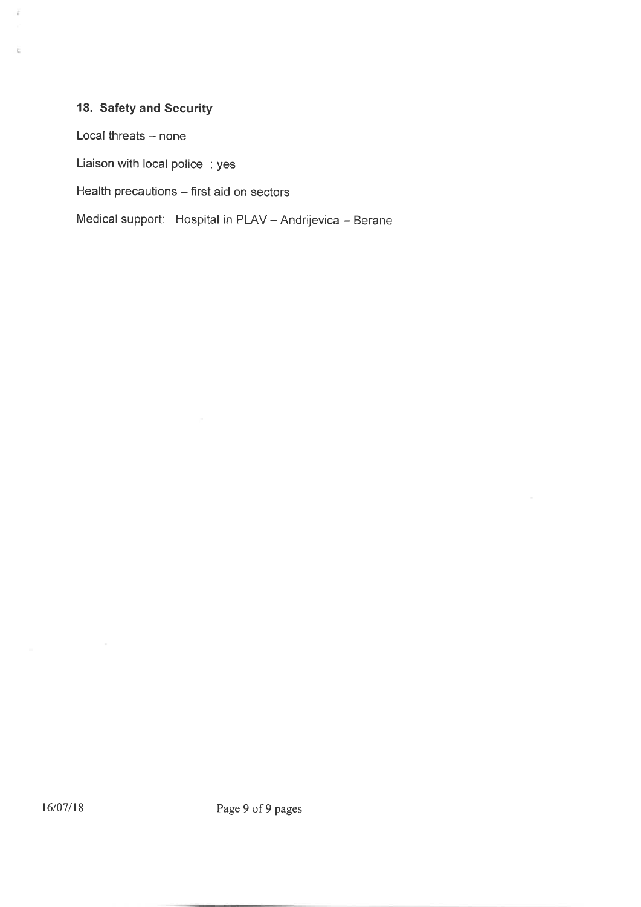## 18. Safety and Security

Local threats – none

Liaison with local police : yes

Health precautions – first aid on sectors

Medical support: Hospital in PLAV – Andrijevica – Berane

16/07/18